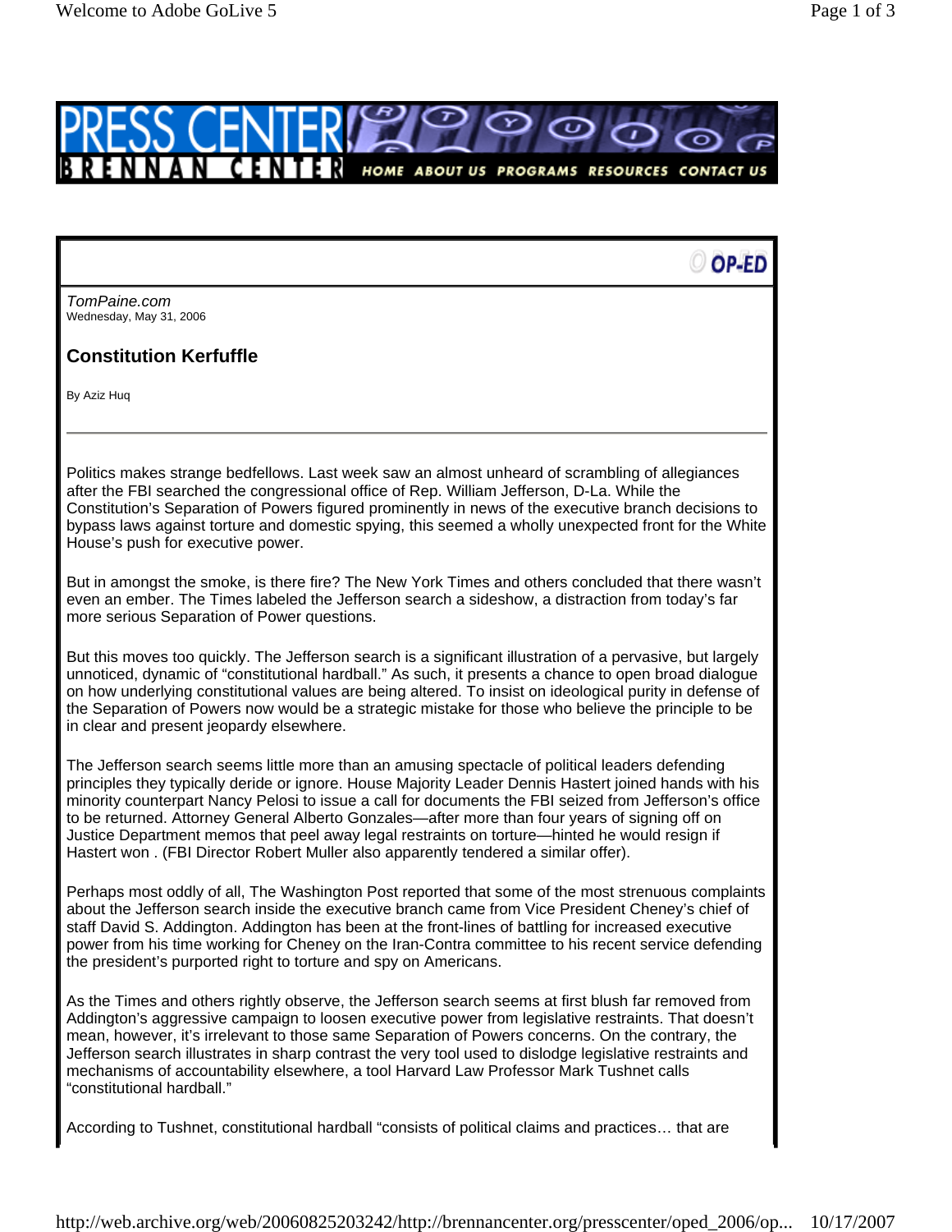PRESS CENTER BRENNAN CENTER

HOME ABOUT US PROGRAMS RESOURCES CONTACT US

OP-ED

*TomPaine.com*
Wednesday, May 31, 2006

## Constitution Kerfuffle

By Aziz Huq

---

Politics makes strange bedfellows. Last week saw an almost unheard of scrambling of allegiances after the FBI searched the congressional office of Rep. William Jefferson, D-La. While the Constitution's Separation of Powers figured prominently in news of the executive branch decisions to bypass laws against torture and domestic spying, this seemed a wholly unexpected front for the White House's push for executive power.

But in amongst the smoke, is there fire? The New York Times and others concluded that there wasn't even an ember. The Times labeled the Jefferson search a sideshow, a distraction from today's far more serious Separation of Power questions.

But this moves too quickly. The Jefferson search is a significant illustration of a pervasive, but largely unnoticed, dynamic of "constitutional hardball." As such, it presents a chance to open broad dialogue on how underlying constitutional values are being altered. To insist on ideological purity in defense of the Separation of Powers now would be a strategic mistake for those who believe the principle to be in clear and present jeopardy elsewhere.

The Jefferson search seems little more than an amusing spectacle of political leaders defending principles they typically deride or ignore. House Majority Leader Dennis Hastert joined hands with his minority counterpart Nancy Pelosi to issue a call for documents the FBI seized from Jefferson's office to be returned. Attorney General Alberto Gonzales—after more than four years of signing off on Justice Department memos that peel away legal restraints on torture—hinted he would resign if Hastert won . (FBI Director Robert Muller also apparently tendered a similar offer).

Perhaps most oddly of all, The Washington Post reported that some of the most strenuous complaints about the Jefferson search inside the executive branch came from Vice President Cheney's chief of staff David S. Addington. Addington has been at the front-lines of battling for increased executive power from his time working for Cheney on the Iran-Contra committee to his recent service defending the president's purported right to torture and spy on Americans.

As the Times and others rightly observe, the Jefferson search seems at first blush far removed from Addington's aggressive campaign to loosen executive power from legislative restraints. That doesn't mean, however, it's irrelevant to those same Separation of Powers concerns. On the contrary, the Jefferson search illustrates in sharp contrast the very tool used to dislodge legislative restraints and mechanisms of accountability elsewhere, a tool Harvard Law Professor Mark Tushnet calls "constitutional hardball."

According to Tushnet, constitutional hardball "consists of political claims and practices… that are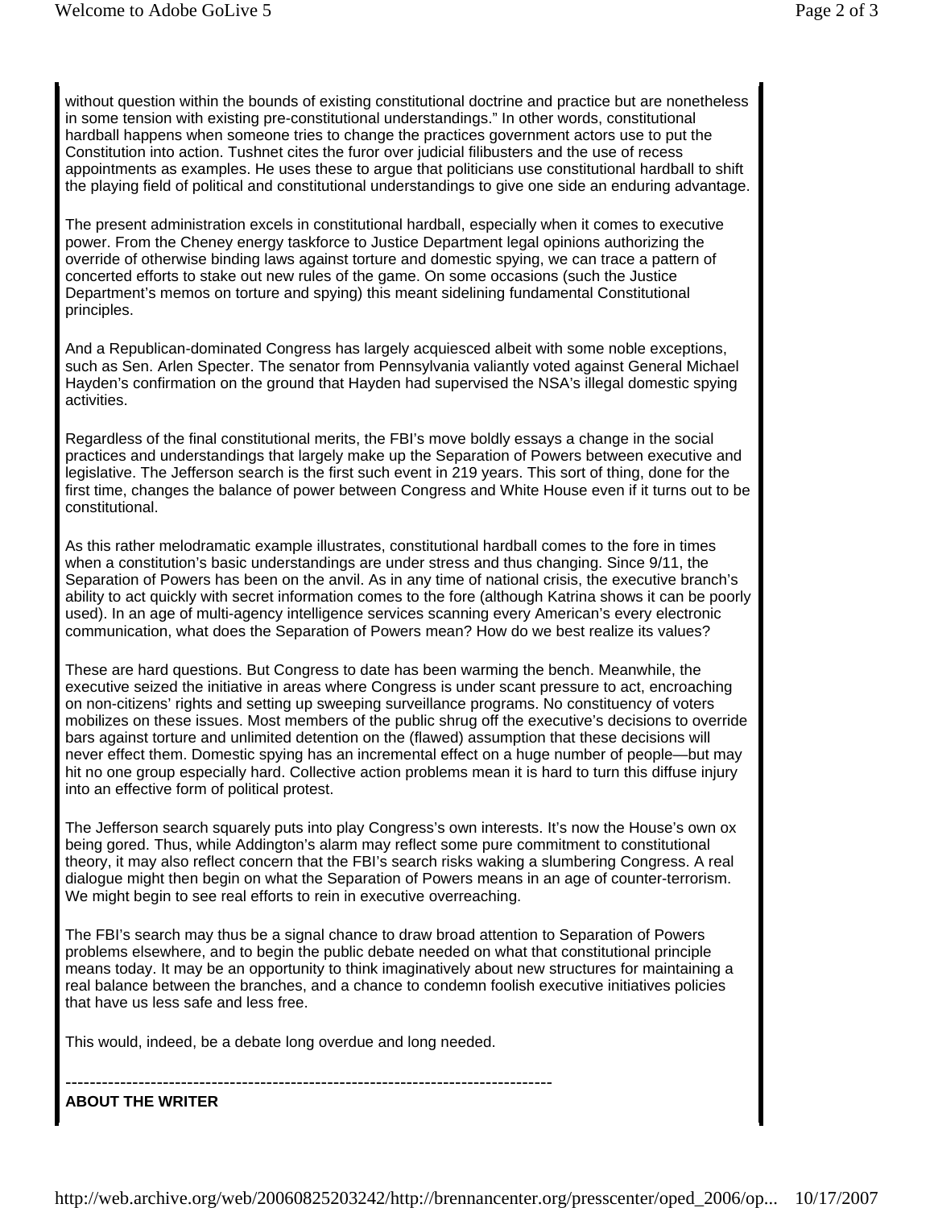without question within the bounds of existing constitutional doctrine and practice but are nonetheless in some tension with existing pre-constitutional understandings." In other words, constitutional hardball happens when someone tries to change the practices government actors use to put the Constitution into action. Tushnet cites the furor over judicial filibusters and the use of recess appointments as examples. He uses these to argue that politicians use constitutional hardball to shift the playing field of political and constitutional understandings to give one side an enduring advantage.

The present administration excels in constitutional hardball, especially when it comes to executive power. From the Cheney energy taskforce to Justice Department legal opinions authorizing the override of otherwise binding laws against torture and domestic spying, we can trace a pattern of concerted efforts to stake out new rules of the game. On some occasions (such the Justice Department's memos on torture and spying) this meant sidelining fundamental Constitutional principles.

And a Republican-dominated Congress has largely acquiesced albeit with some noble exceptions, such as Sen. Arlen Specter. The senator from Pennsylvania valiantly voted against General Michael Hayden's confirmation on the ground that Hayden had supervised the NSA's illegal domestic spying activities.

Regardless of the final constitutional merits, the FBI's move boldly essays a change in the social practices and understandings that largely make up the Separation of Powers between executive and legislative. The Jefferson search is the first such event in 219 years. This sort of thing, done for the first time, changes the balance of power between Congress and White House even if it turns out to be constitutional.

As this rather melodramatic example illustrates, constitutional hardball comes to the fore in times when a constitution's basic understandings are under stress and thus changing. Since 9/11, the Separation of Powers has been on the anvil. As in any time of national crisis, the executive branch's ability to act quickly with secret information comes to the fore (although Katrina shows it can be poorly used). In an age of multi-agency intelligence services scanning every American's every electronic communication, what does the Separation of Powers mean? How do we best realize its values?

These are hard questions. But Congress to date has been warming the bench. Meanwhile, the executive seized the initiative in areas where Congress is under scant pressure to act, encroaching on non-citizens' rights and setting up sweeping surveillance programs. No constituency of voters mobilizes on these issues. Most members of the public shrug off the executive's decisions to override bars against torture and unlimited detention on the (flawed) assumption that these decisions will never effect them. Domestic spying has an incremental effect on a huge number of people—but may hit no one group especially hard. Collective action problems mean it is hard to turn this diffuse injury into an effective form of political protest.

The Jefferson search squarely puts into play Congress's own interests. It's now the House's own ox being gored. Thus, while Addington's alarm may reflect some pure commitment to constitutional theory, it may also reflect concern that the FBI's search risks waking a slumbering Congress. A real dialogue might then begin on what the Separation of Powers means in an age of counter-terrorism. We might begin to see real efforts to rein in executive overreaching.

The FBI's search may thus be a signal chance to draw broad attention to Separation of Powers problems elsewhere, and to begin the public debate needed on what that constitutional principle means today. It may be an opportunity to think imaginatively about new structures for maintaining a real balance between the branches, and a chance to condemn foolish executive initiatives policies that have us less safe and less free.

This would, indeed, be a debate long overdue and long needed.

--------------------------------------------------------------------------------

**ABOUT THE WRITER**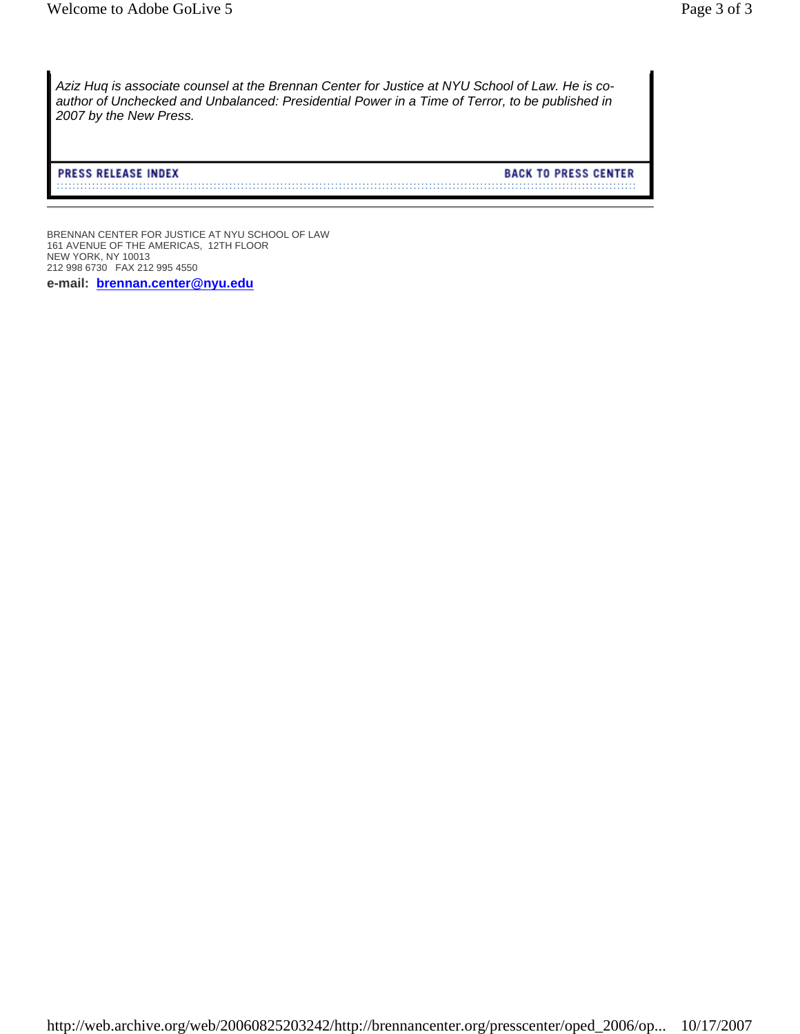*Aziz Huq is associate counsel at the Brennan Center for Justice at NYU School of Law. He is co-author of Unchecked and Unbalanced: Presidential Power in a Time of Terror, to be published in 2007 by the New Press.*

**PRESS RELEASE INDEX** **BACK TO PRESS CENTER**

BRENNAN CENTER FOR JUSTICE AT NYU SCHOOL OF LAW
161 AVENUE OF THE AMERICAS, 12TH FLOOR
NEW YORK, NY 10013
212 998 6730 FAX 212 995 4550

**e-mail: brennan.center@nyu.edu**